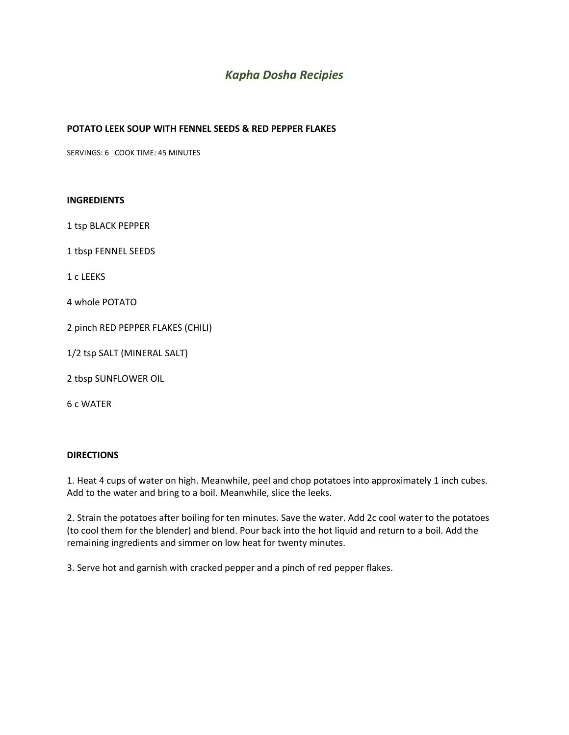# *Kapha Dosha Recipies*

**POTATO LEEK SOUP WITH FENNEL SEEDS & RED PEPPER FLAKES**

SERVINGS: 6   COOK TIME: 45 MINUTES

**INGREDIENTS**

1 tsp BLACK PEPPER

1 tbsp FENNEL SEEDS

1 c LEEKS

4 whole POTATO

2 pinch RED PEPPER FLAKES (CHILI)

1/2 tsp SALT (MINERAL SALT)

2 tbsp SUNFLOWER OIL

6 c WATER

**DIRECTIONS**

1. Heat 4 cups of water on high. Meanwhile, peel and chop potatoes into approximately 1 inch cubes. Add to the water and bring to a boil. Meanwhile, slice the leeks.

2. Strain the potatoes after boiling for ten minutes. Save the water. Add 2c cool water to the potatoes (to cool them for the blender) and blend. Pour back into the hot liquid and return to a boil. Add the remaining ingredients and simmer on low heat for twenty minutes.

3. Serve hot and garnish with cracked pepper and a pinch of red pepper flakes.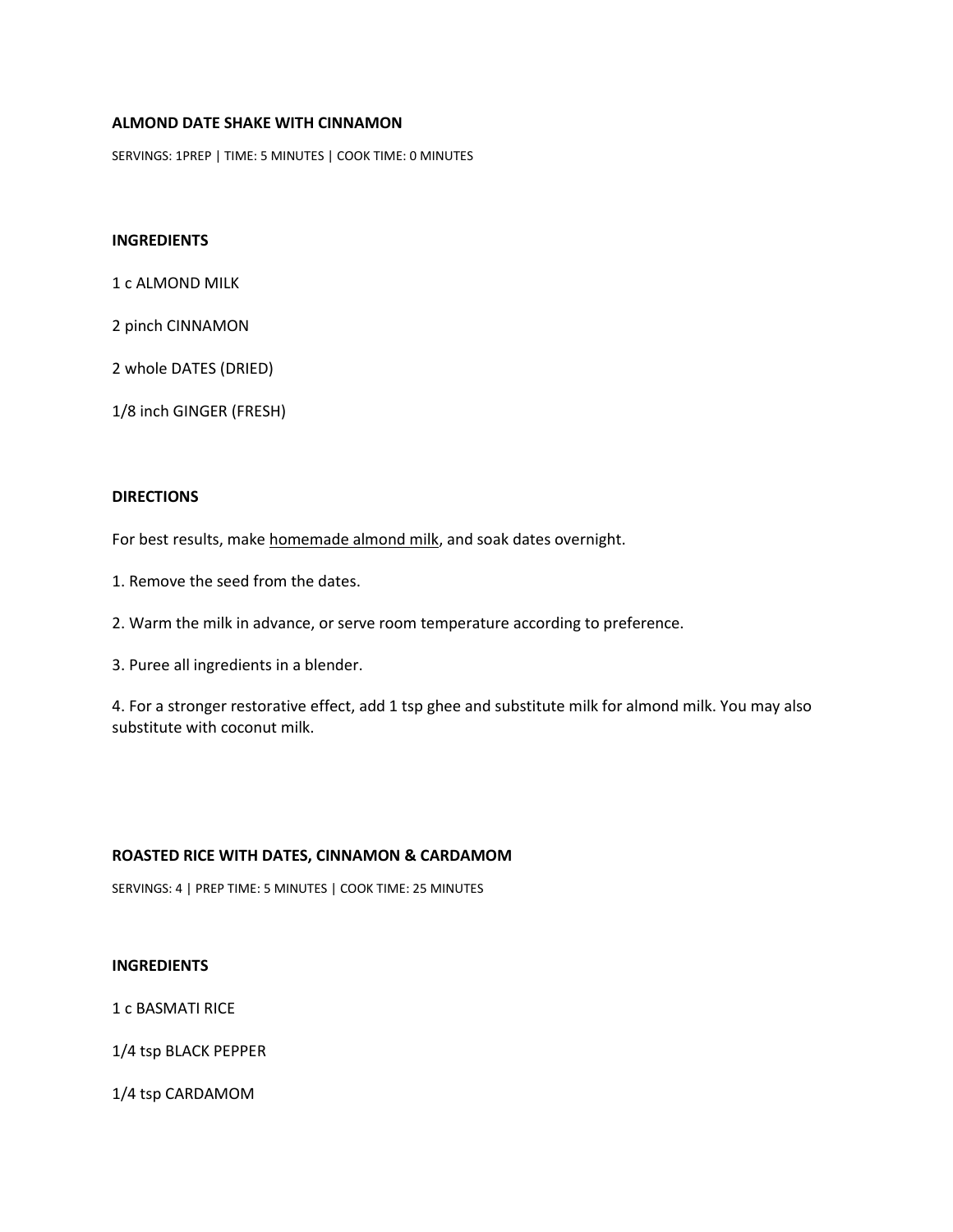**ALMOND DATE SHAKE WITH CINNAMON**

SERVINGS: 1PREP | TIME: 5 MINUTES | COOK TIME: 0 MINUTES

**INGREDIENTS**

1 c ALMOND MILK

2 pinch CINNAMON

2 whole DATES (DRIED)

1/8 inch GINGER (FRESH)

**DIRECTIONS**

For best results, make homemade almond milk, and soak dates overnight.

1. Remove the seed from the dates.

2. Warm the milk in advance, or serve room temperature according to preference.

3. Puree all ingredients in a blender.

4. For a stronger restorative effect, add 1 tsp ghee and substitute milk for almond milk. You may also substitute with coconut milk.

**ROASTED RICE WITH DATES, CINNAMON & CARDAMOM**

SERVINGS: 4 | PREP TIME: 5 MINUTES | COOK TIME: 25 MINUTES

**INGREDIENTS**

1 c BASMATI RICE

1/4 tsp BLACK PEPPER

1/4 tsp CARDAMOM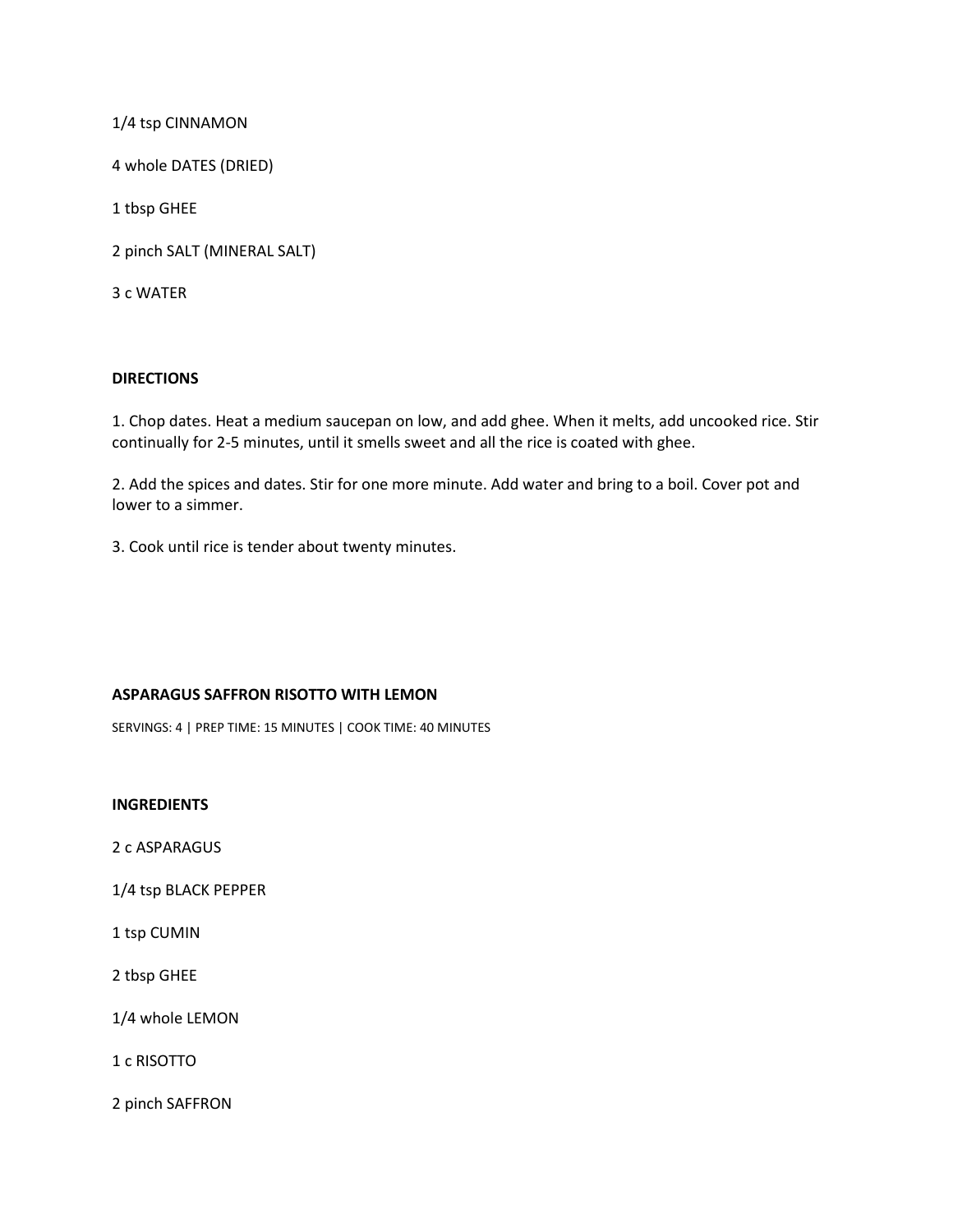1/4 tsp CINNAMON

4 whole DATES (DRIED)

1 tbsp GHEE

2 pinch SALT (MINERAL SALT)

3 c WATER

**DIRECTIONS**

1. Chop dates. Heat a medium saucepan on low, and add ghee. When it melts, add uncooked rice. Stir continually for 2-5 minutes, until it smells sweet and all the rice is coated with ghee.

2. Add the spices and dates. Stir for one more minute. Add water and bring to a boil. Cover pot and lower to a simmer.

3. Cook until rice is tender about twenty minutes.

**ASPARAGUS SAFFRON RISOTTO WITH LEMON**

SERVINGS: 4 | PREP TIME: 15 MINUTES | COOK TIME: 40 MINUTES

**INGREDIENTS**

2 c ASPARAGUS

1/4 tsp BLACK PEPPER

1 tsp CUMIN

2 tbsp GHEE

1/4 whole LEMON

1 c RISOTTO

2 pinch SAFFRON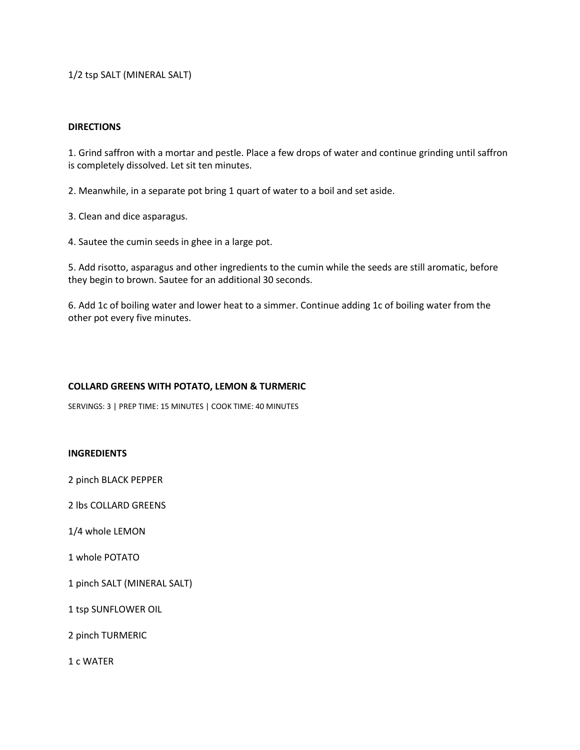1/2 tsp SALT (MINERAL SALT)

**DIRECTIONS**

1. Grind saffron with a mortar and pestle. Place a few drops of water and continue grinding until saffron is completely dissolved. Let sit ten minutes.

2. Meanwhile, in a separate pot bring 1 quart of water to a boil and set aside.

3. Clean and dice asparagus.

4. Sautee the cumin seeds in ghee in a large pot.

5. Add risotto, asparagus and other ingredients to the cumin while the seeds are still aromatic, before they begin to brown. Sautee for an additional 30 seconds.

6. Add 1c of boiling water and lower heat to a simmer. Continue adding 1c of boiling water from the other pot every five minutes.

**COLLARD GREENS WITH POTATO, LEMON & TURMERIC**

SERVINGS: 3 | PREP TIME: 15 MINUTES | COOK TIME: 40 MINUTES

**INGREDIENTS**

2 pinch BLACK PEPPER

2 lbs COLLARD GREENS

1/4 whole LEMON

1 whole POTATO

1 pinch SALT (MINERAL SALT)

1 tsp SUNFLOWER OIL

2 pinch TURMERIC

1 c WATER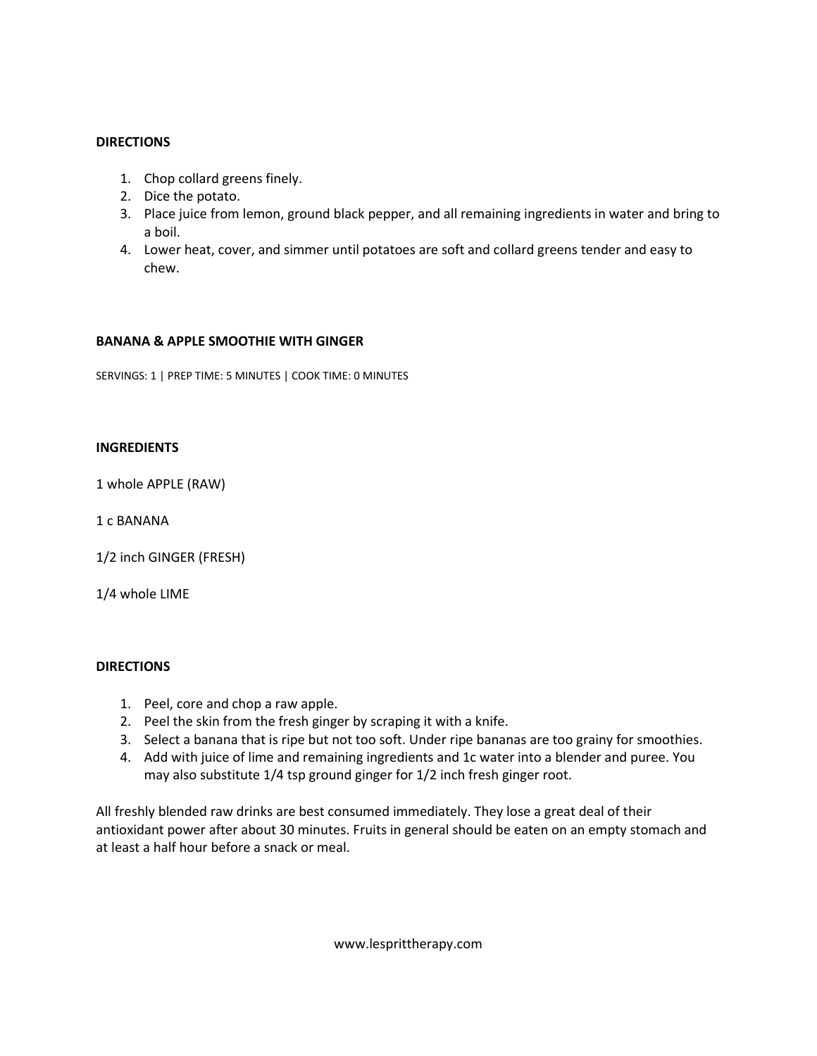**DIRECTIONS**

1. Chop collard greens finely.
2. Dice the potato.
3. Place juice from lemon, ground black pepper, and all remaining ingredients in water and bring to a boil.
4. Lower heat, cover, and simmer until potatoes are soft and collard greens tender and easy to chew.

**BANANA & APPLE SMOOTHIE WITH GINGER**

SERVINGS: 1 | PREP TIME: 5 MINUTES | COOK TIME: 0 MINUTES

**INGREDIENTS**

1 whole APPLE (RAW)

1 c BANANA

1/2 inch GINGER (FRESH)

1/4 whole LIME

**DIRECTIONS**

1. Peel, core and chop a raw apple.
2. Peel the skin from the fresh ginger by scraping it with a knife.
3. Select a banana that is ripe but not too soft. Under ripe bananas are too grainy for smoothies.
4. Add with juice of lime and remaining ingredients and 1c water into a blender and puree. You may also substitute 1/4 tsp ground ginger for 1/2 inch fresh ginger root.

All freshly blended raw drinks are best consumed immediately. They lose a great deal of their antioxidant power after about 30 minutes. Fruits in general should be eaten on an empty stomach and at least a half hour before a snack or meal.